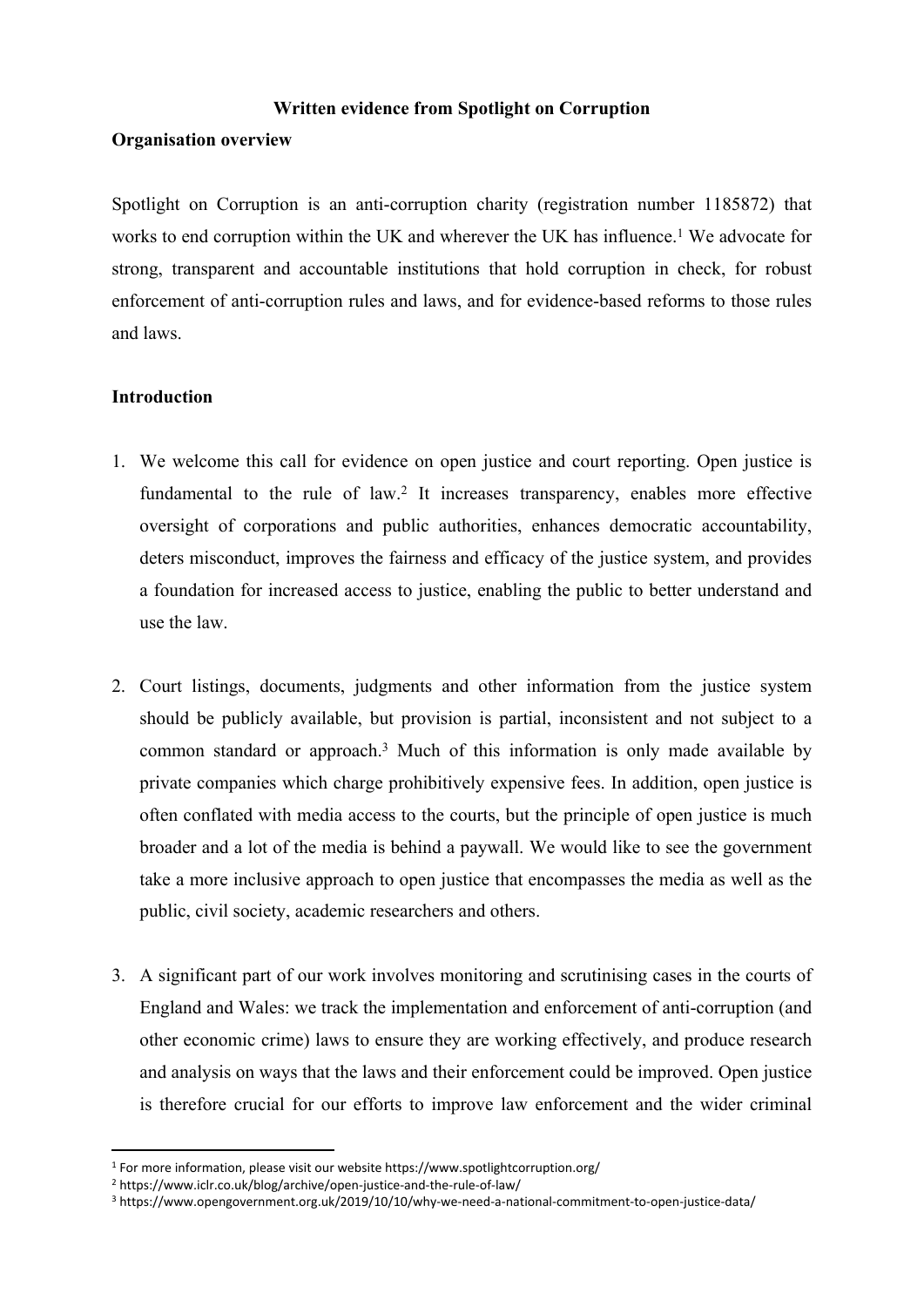**Written evidence from Spotlight on Corruption**

**Organisation overview**

Spotlight on Corruption is an anti-corruption charity (registration number 1185872) that works to end corruption within the UK and wherever the UK has influence.[1] We advocate for strong, transparent and accountable institutions that hold corruption in check, for robust enforcement of anti-corruption rules and laws, and for evidence-based reforms to those rules and laws.

**Introduction**

1. We welcome this call for evidence on open justice and court reporting. Open justice is fundamental to the rule of law.[2] It increases transparency, enables more effective oversight of corporations and public authorities, enhances democratic accountability, deters misconduct, improves the fairness and efficacy of the justice system, and provides a foundation for increased access to justice, enabling the public to better understand and use the law.

2. Court listings, documents, judgments and other information from the justice system should be publicly available, but provision is partial, inconsistent and not subject to a common standard or approach.[3] Much of this information is only made available by private companies which charge prohibitively expensive fees. In addition, open justice is often conflated with media access to the courts, but the principle of open justice is much broader and a lot of the media is behind a paywall. We would like to see the government take a more inclusive approach to open justice that encompasses the media as well as the public, civil society, academic researchers and others.

3. A significant part of our work involves monitoring and scrutinising cases in the courts of England and Wales: we track the implementation and enforcement of anti-corruption (and other economic crime) laws to ensure they are working effectively, and produce research and analysis on ways that the laws and their enforcement could be improved. Open justice is therefore crucial for our efforts to improve law enforcement and the wider criminal

[1] For more information, please visit our website https://www.spotlightcorruption.org/

[2] https://www.iclr.co.uk/blog/archive/open-justice-and-the-rule-of-law/

[3] https://www.opengovernment.org.uk/2019/10/10/why-we-need-a-national-commitment-to-open-justice-data/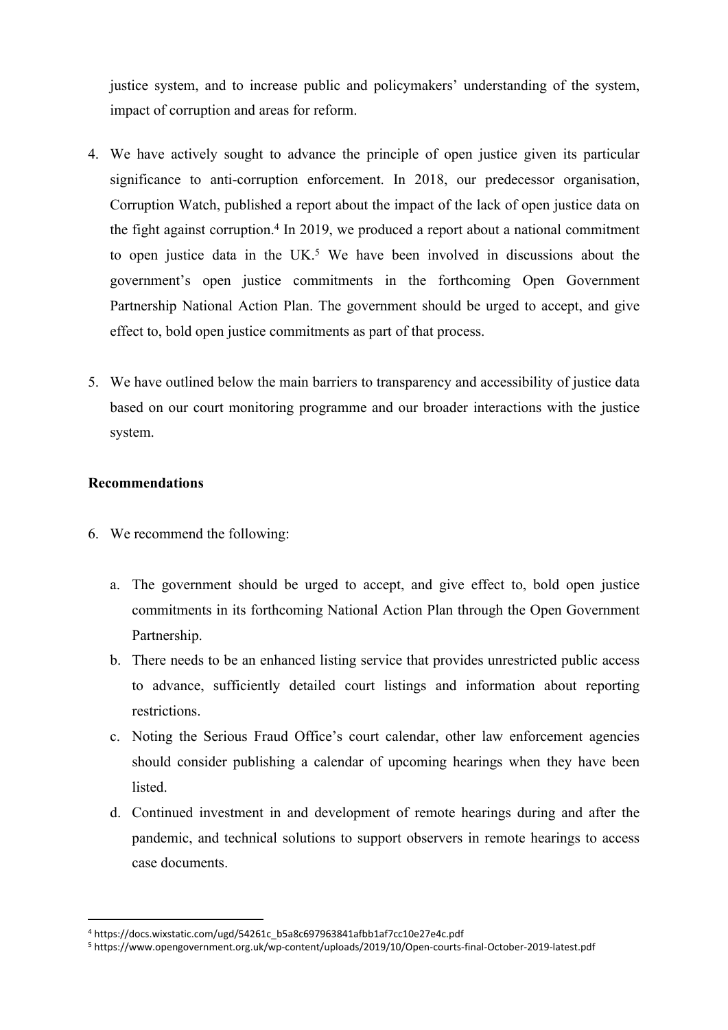justice system, and to increase public and policymakers' understanding of the system, impact of corruption and areas for reform.

4. We have actively sought to advance the principle of open justice given its particular significance to anti-corruption enforcement. In 2018, our predecessor organisation, Corruption Watch, published a report about the impact of the lack of open justice data on the fight against corruption.[4] In 2019, we produced a report about a national commitment to open justice data in the UK.[5] We have been involved in discussions about the government's open justice commitments in the forthcoming Open Government Partnership National Action Plan. The government should be urged to accept, and give effect to, bold open justice commitments as part of that process.

5. We have outlined below the main barriers to transparency and accessibility of justice data based on our court monitoring programme and our broader interactions with the justice system.

**Recommendations**

6. We recommend the following:

   a. The government should be urged to accept, and give effect to, bold open justice commitments in its forthcoming National Action Plan through the Open Government Partnership.
   b. There needs to be an enhanced listing service that provides unrestricted public access to advance, sufficiently detailed court listings and information about reporting restrictions.
   c. Noting the Serious Fraud Office's court calendar, other law enforcement agencies should consider publishing a calendar of upcoming hearings when they have been listed.
   d. Continued investment in and development of remote hearings during and after the pandemic, and technical solutions to support observers in remote hearings to access case documents.

---

[4] https://docs.wixstatic.com/ugd/54261c_b5a8c697963841afbb1af7cc10e27e4c.pdf

[5] https://www.opengovernment.org.uk/wp-content/uploads/2019/10/Open-courts-final-October-2019-latest.pdf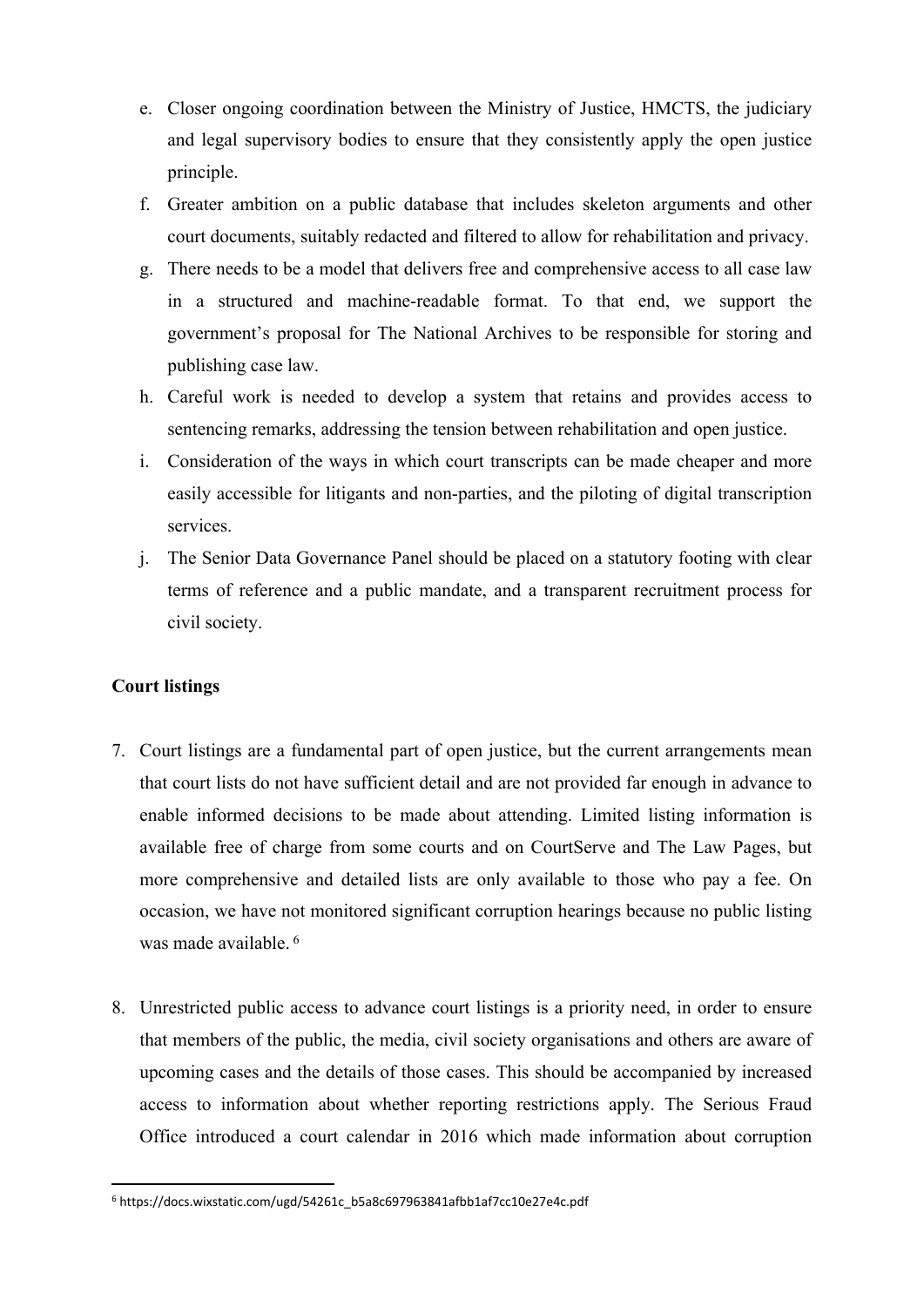e. Closer ongoing coordination between the Ministry of Justice, HMCTS, the judiciary and legal supervisory bodies to ensure that they consistently apply the open justice principle.

f. Greater ambition on a public database that includes skeleton arguments and other court documents, suitably redacted and filtered to allow for rehabilitation and privacy.

g. There needs to be a model that delivers free and comprehensive access to all case law in a structured and machine-readable format. To that end, we support the government's proposal for The National Archives to be responsible for storing and publishing case law.

h. Careful work is needed to develop a system that retains and provides access to sentencing remarks, addressing the tension between rehabilitation and open justice.

i. Consideration of the ways in which court transcripts can be made cheaper and more easily accessible for litigants and non-parties, and the piloting of digital transcription services.

j. The Senior Data Governance Panel should be placed on a statutory footing with clear terms of reference and a public mandate, and a transparent recruitment process for civil society.

**Court listings**

7. Court listings are a fundamental part of open justice, but the current arrangements mean that court lists do not have sufficient detail and are not provided far enough in advance to enable informed decisions to be made about attending. Limited listing information is available free of charge from some courts and on CourtServe and The Law Pages, but more comprehensive and detailed lists are only available to those who pay a fee. On occasion, we have not monitored significant corruption hearings because no public listing was made available. [6]

8. Unrestricted public access to advance court listings is a priority need, in order to ensure that members of the public, the media, civil society organisations and others are aware of upcoming cases and the details of those cases. This should be accompanied by increased access to information about whether reporting restrictions apply. The Serious Fraud Office introduced a court calendar in 2016 which made information about corruption

[6] https://docs.wixstatic.com/ugd/54261c_b5a8c697963841afbb1af7cc10e27e4c.pdf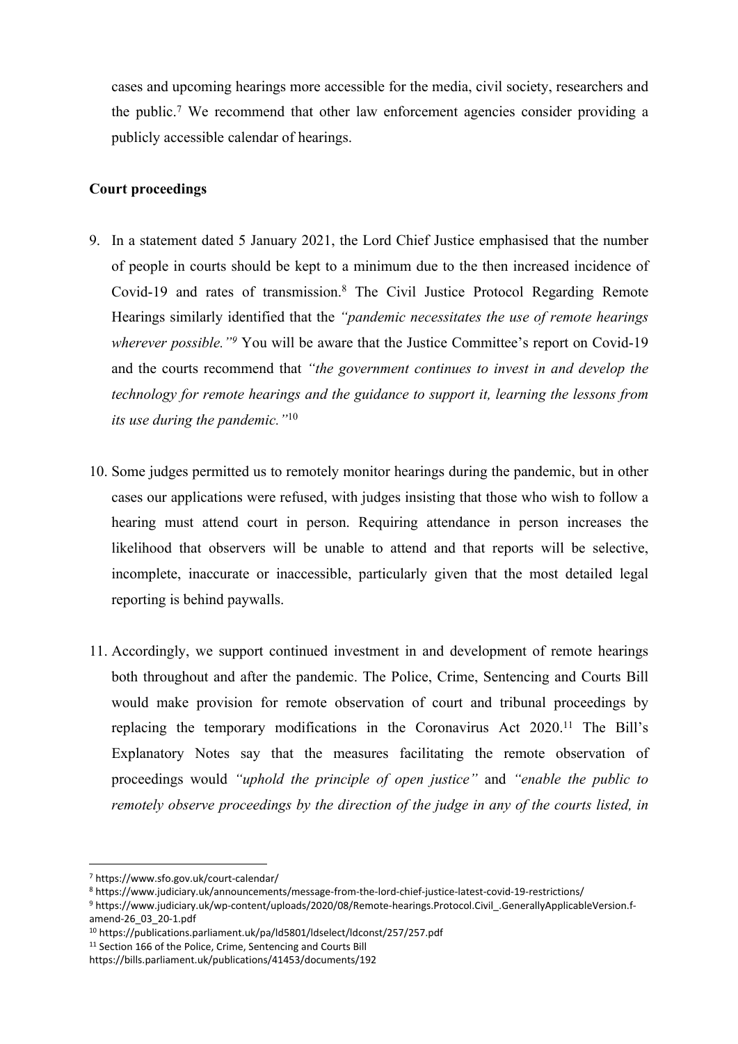cases and upcoming hearings more accessible for the media, civil society, researchers and the public.[7] We recommend that other law enforcement agencies consider providing a publicly accessible calendar of hearings.

**Court proceedings**

9. In a statement dated 5 January 2021, the Lord Chief Justice emphasised that the number of people in courts should be kept to a minimum due to the then increased incidence of Covid-19 and rates of transmission.[8] The Civil Justice Protocol Regarding Remote Hearings similarly identified that the *"pandemic necessitates the use of remote hearings wherever possible."*[9] You will be aware that the Justice Committee's report on Covid-19 and the courts recommend that *"the government continues to invest in and develop the technology for remote hearings and the guidance to support it, learning the lessons from its use during the pandemic."*[10]

10. Some judges permitted us to remotely monitor hearings during the pandemic, but in other cases our applications were refused, with judges insisting that those who wish to follow a hearing must attend court in person. Requiring attendance in person increases the likelihood that observers will be unable to attend and that reports will be selective, incomplete, inaccurate or inaccessible, particularly given that the most detailed legal reporting is behind paywalls.

11. Accordingly, we support continued investment in and development of remote hearings both throughout and after the pandemic. The Police, Crime, Sentencing and Courts Bill would make provision for remote observation of court and tribunal proceedings by replacing the temporary modifications in the Coronavirus Act 2020.[11] The Bill's Explanatory Notes say that the measures facilitating the remote observation of proceedings would *"uphold the principle of open justice"* and *"enable the public to remotely observe proceedings by the direction of the judge in any of the courts listed, in*

---

[7] https://www.sfo.gov.uk/court-calendar/

[8] https://www.judiciary.uk/announcements/message-from-the-lord-chief-justice-latest-covid-19-restrictions/

[9] https://www.judiciary.uk/wp-content/uploads/2020/08/Remote-hearings.Protocol.Civil_.GenerallyApplicableVersion.f-amend-26_03_20-1.pdf

[10] https://publications.parliament.uk/pa/ld5801/ldselect/ldconst/257/257.pdf

[11] Section 166 of the Police, Crime, Sentencing and Courts Bill https://bills.parliament.uk/publications/41453/documents/192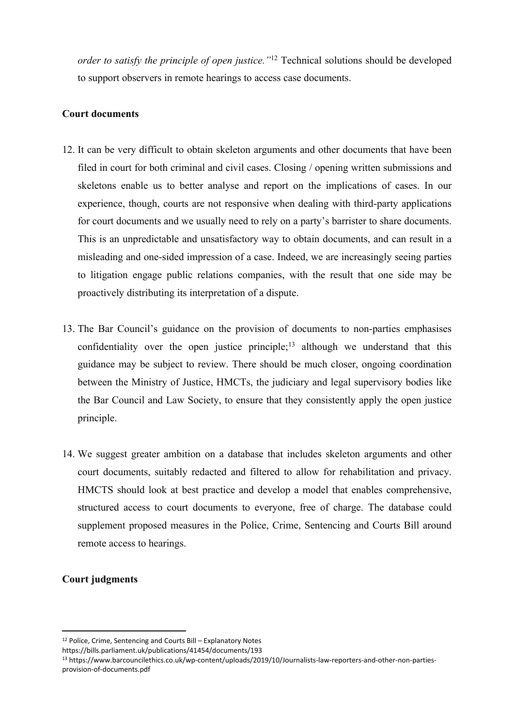*order to satisfy the principle of open justice."*[12] Technical solutions should be developed to support observers in remote hearings to access case documents.

**Court documents**

12. It can be very difficult to obtain skeleton arguments and other documents that have been filed in court for both criminal and civil cases. Closing / opening written submissions and skeletons enable us to better analyse and report on the implications of cases. In our experience, though, courts are not responsive when dealing with third-party applications for court documents and we usually need to rely on a party's barrister to share documents. This is an unpredictable and unsatisfactory way to obtain documents, and can result in a misleading and one-sided impression of a case. Indeed, we are increasingly seeing parties to litigation engage public relations companies, with the result that one side may be proactively distributing its interpretation of a dispute.

13. The Bar Council's guidance on the provision of documents to non-parties emphasises confidentiality over the open justice principle;[13] although we understand that this guidance may be subject to review. There should be much closer, ongoing coordination between the Ministry of Justice, HMCTs, the judiciary and legal supervisory bodies like the Bar Council and Law Society, to ensure that they consistently apply the open justice principle.

14. We suggest greater ambition on a database that includes skeleton arguments and other court documents, suitably redacted and filtered to allow for rehabilitation and privacy. HMCTS should look at best practice and develop a model that enables comprehensive, structured access to court documents to everyone, free of charge. The database could supplement proposed measures in the Police, Crime, Sentencing and Courts Bill around remote access to hearings.

**Court judgments**

---

[12] Police, Crime, Sentencing and Courts Bill – Explanatory Notes https://bills.parliament.uk/publications/41454/documents/193

[13] https://www.barcouncilethics.co.uk/wp-content/uploads/2019/10/Journalists-law-reporters-and-other-non-parties-provision-of-documents.pdf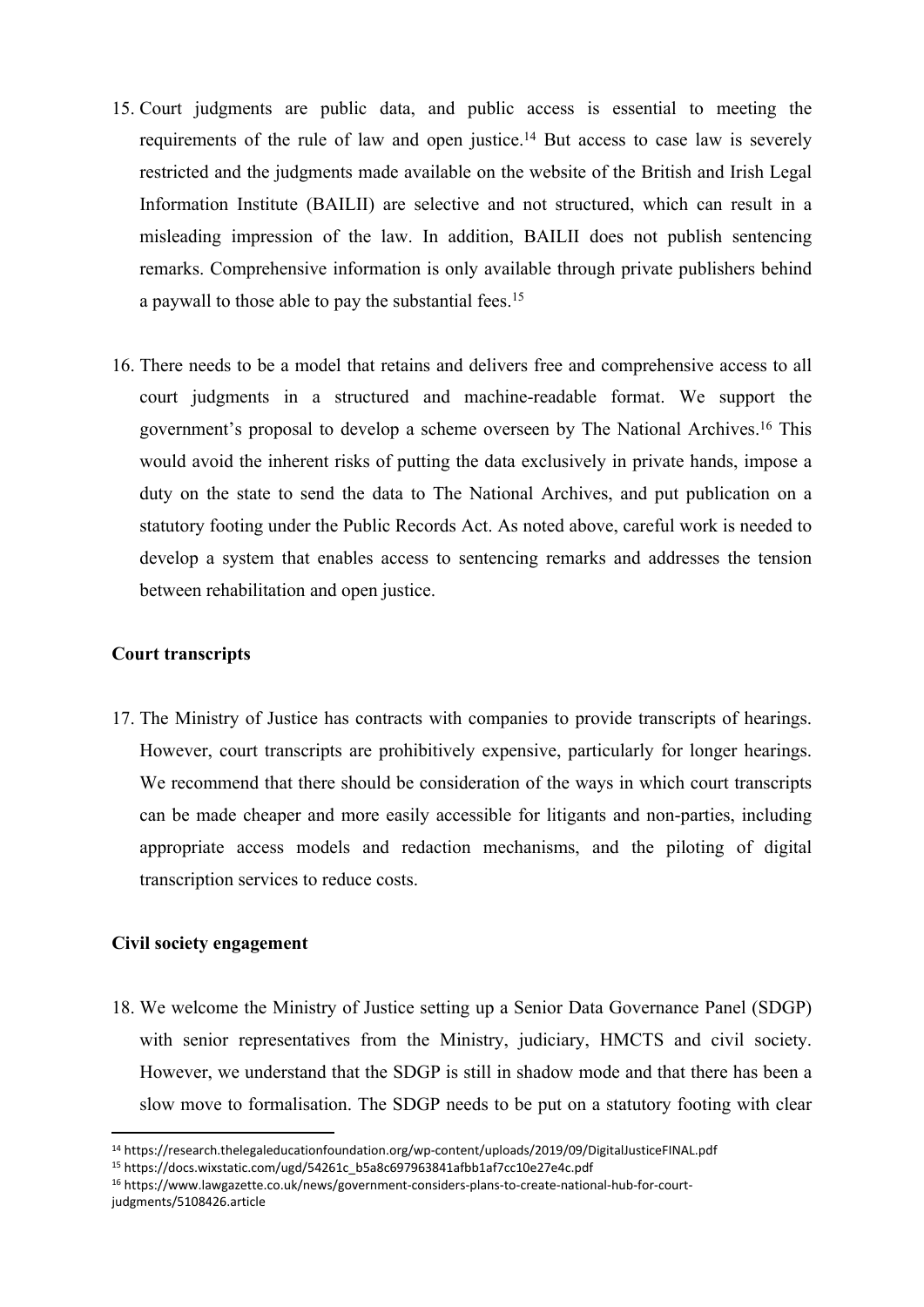15. Court judgments are public data, and public access is essential to meeting the requirements of the rule of law and open justice.[14] But access to case law is severely restricted and the judgments made available on the website of the British and Irish Legal Information Institute (BAILII) are selective and not structured, which can result in a misleading impression of the law. In addition, BAILII does not publish sentencing remarks. Comprehensive information is only available through private publishers behind a paywall to those able to pay the substantial fees.[15]

16. There needs to be a model that retains and delivers free and comprehensive access to all court judgments in a structured and machine-readable format. We support the government's proposal to develop a scheme overseen by The National Archives.[16] This would avoid the inherent risks of putting the data exclusively in private hands, impose a duty on the state to send the data to The National Archives, and put publication on a statutory footing under the Public Records Act. As noted above, careful work is needed to develop a system that enables access to sentencing remarks and addresses the tension between rehabilitation and open justice.

**Court transcripts**

17. The Ministry of Justice has contracts with companies to provide transcripts of hearings. However, court transcripts are prohibitively expensive, particularly for longer hearings. We recommend that there should be consideration of the ways in which court transcripts can be made cheaper and more easily accessible for litigants and non-parties, including appropriate access models and redaction mechanisms, and the piloting of digital transcription services to reduce costs.

**Civil society engagement**

18. We welcome the Ministry of Justice setting up a Senior Data Governance Panel (SDGP) with senior representatives from the Ministry, judiciary, HMCTS and civil society. However, we understand that the SDGP is still in shadow mode and that there has been a slow move to formalisation. The SDGP needs to be put on a statutory footing with clear

---

[14] https://research.thelegaleducationfoundation.org/wp-content/uploads/2019/09/DigitalJusticeFINAL.pdf

[15] https://docs.wixstatic.com/ugd/54261c_b5a8c697963841afbb1af7cc10e27e4c.pdf

[16] https://www.lawgazette.co.uk/news/government-considers-plans-to-create-national-hub-for-court-judgments/5108426.article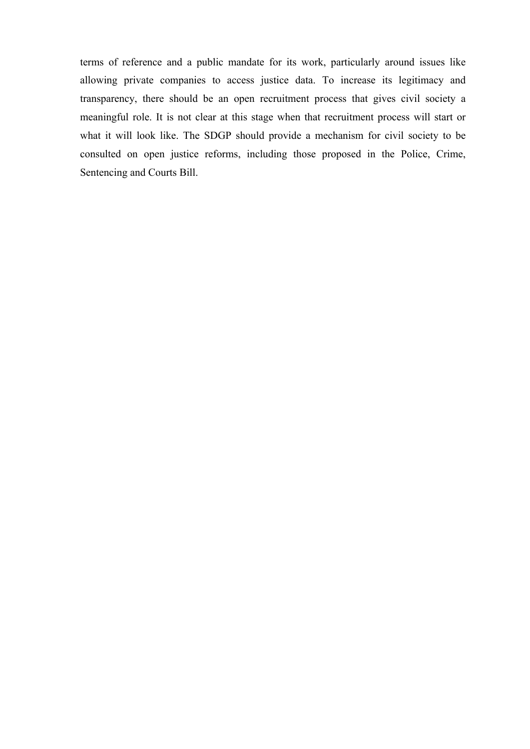terms of reference and a public mandate for its work, particularly around issues like allowing private companies to access justice data. To increase its legitimacy and transparency, there should be an open recruitment process that gives civil society a meaningful role. It is not clear at this stage when that recruitment process will start or what it will look like. The SDGP should provide a mechanism for civil society to be consulted on open justice reforms, including those proposed in the Police, Crime, Sentencing and Courts Bill.